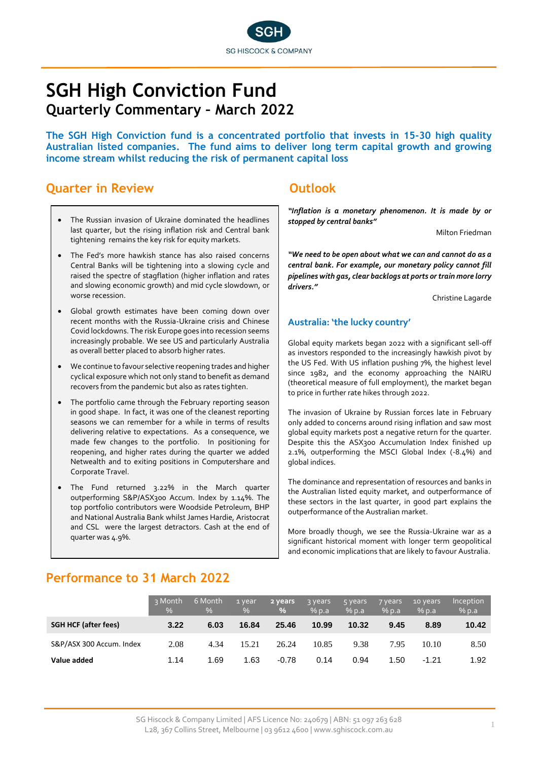# SGH High Conviction Fund

## Quarterly Commentary – March 2022

**The SGH High Conviction fund is a concentrated portfolio that invests in 15-30 high quality Australian listed companies. The fund aims to deliver long term capital growth and growing income stream whilst reducing the risk of permanent capital loss**

## Quarter in Review

- The Russian invasion of Ukraine dominated the headlines last quarter, but the rising inflation risk and Central bank tightening remains the key risk for equity markets.
- The Fed's more hawkish stance has also raised concerns Central Banks will be tightening into a slowing cycle and raised the spectre of stagflation (higher inflation and rates and slowing economic growth) and mid cycle slowdown, or worse recession.
- Global growth estimates have been coming down over recent months with the Russia-Ukraine crisis and Chinese Covid lockdowns. The risk Europe goes into recession seems increasingly probable. We see US and particularly Australia as overall better placed to absorb higher rates.
- We continue to favour selective reopening trades and higher cyclical exposure which not only stand to benefit as demand recovers from the pandemic but also as rates tighten.
- The portfolio came through the February reporting season in good shape. In fact, it was one of the cleanest reporting seasons we can remember for a while in terms of results delivering relative to expectations. As a consequence, we made few changes to the portfolio. In positioning for reopening, and higher rates during the quarter we added Netwealth and to exiting positions in Computershare and Corporate Travel.
- The Fund returned 3.22% in the March quarter outperforming S&P/ASX300 Accum. Index by 1.14%. The top portfolio contributors were Woodside Petroleum, BHP and National Australia Bank whilst James Hardie, Aristocrat and CSL were the largest detractors. Cash at the end of quarter was 4.9%.

## Outlook

***"Inflation is a monetary phenomenon. It is made by or stopped by central banks"***

Milton Friedman

***"We need to be open about what we can and cannot do as a central bank. For example, our monetary policy cannot fill pipelines with gas, clear backlogs at ports or train more lorry drivers."***

Christine Lagarde

### Australia: 'the lucky country'

Global equity markets began 2022 with a significant sell-off as investors responded to the increasingly hawkish pivot by the US Fed. With US inflation pushing 7%, the highest level since 1982, and the economy approaching the NAIRU (theoretical measure of full employment), the market began to price in further rate hikes through 2022.

The invasion of Ukraine by Russian forces late in February only added to concerns around rising inflation and saw most global equity markets post a negative return for the quarter. Despite this the ASX300 Accumulation Index finished up 2.1%, outperforming the MSCI Global Index (-8.4%) and global indices.

The dominance and representation of resources and banks in the Australian listed equity market, and outperformance of these sectors in the last quarter, in good part explains the outperformance of the Australian market.

More broadly though, we see the Russia-Ukraine war as a significant historical moment with longer term geopolitical and economic implications that are likely to favour Australia.

## Performance to 31 March 2022

| | 3 Month % | 6 Month % | 1 year % | **2 years %** | 3 years % p.a | 5 years % p.a | 7 years % p.a | 10 years % p.a | Inception % p.a |
|---|---|---|---|---|---|---|---|---|---|
| **SGH HCF (after fees)** | **3.22** | **6.03** | **16.84** | **25.46** | **10.99** | **10.32** | **9.45** | **8.89** | **10.42** |
| S&P/ASX 300 Accum. Index | 2.08 | 4.34 | 15.21 | 26.24 | 10.85 | 9.38 | 7.95 | 10.10 | 8.50 |
| **Value added** | 1.14 | 1.69 | 1.63 | -0.78 | 0.14 | 0.94 | 1.50 | -1.21 | 1.92 |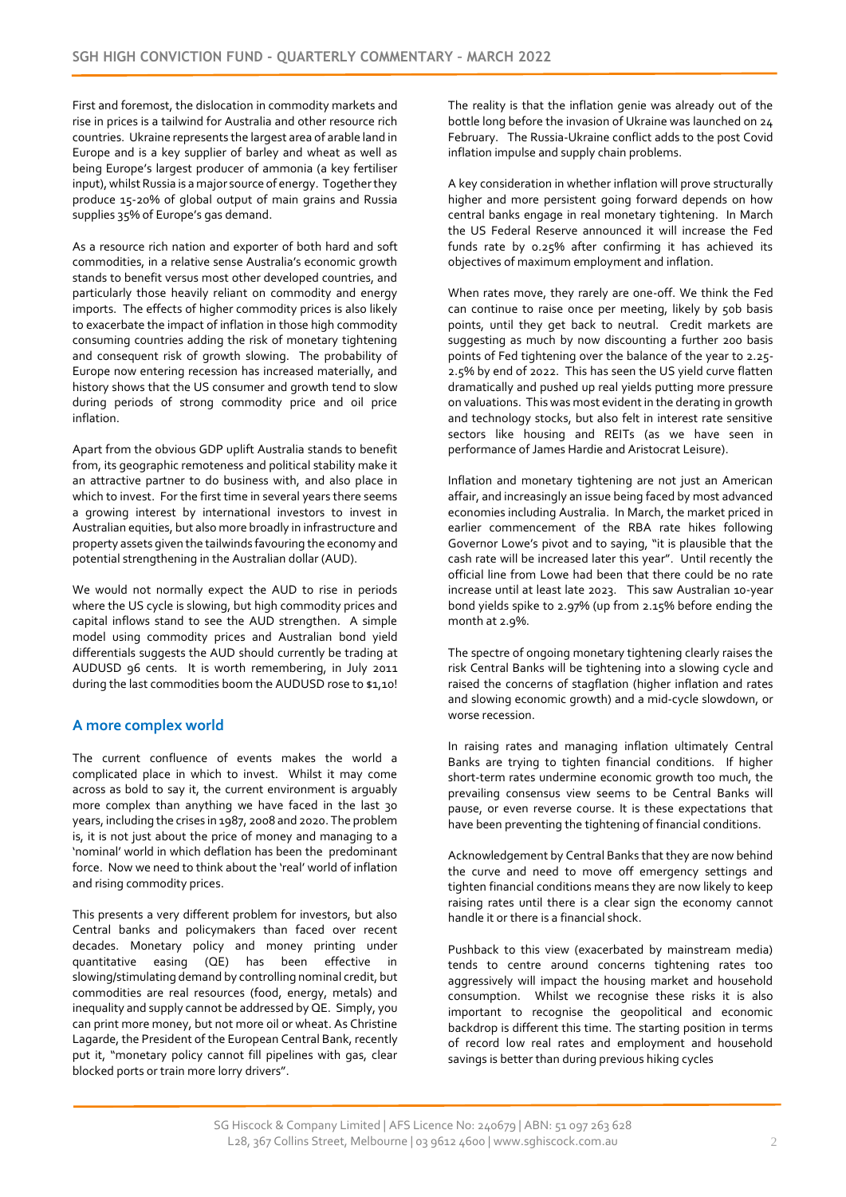First and foremost, the dislocation in commodity markets and rise in prices is a tailwind for Australia and other resource rich countries. Ukraine represents the largest area of arable land in Europe and is a key supplier of barley and wheat as well as being Europe's largest producer of ammonia (a key fertiliser input), whilst Russia is a major source of energy. Together they produce 15-20% of global output of main grains and Russia supplies 35% of Europe's gas demand.

As a resource rich nation and exporter of both hard and soft commodities, in a relative sense Australia's economic growth stands to benefit versus most other developed countries, and particularly those heavily reliant on commodity and energy imports. The effects of higher commodity prices is also likely to exacerbate the impact of inflation in those high commodity consuming countries adding the risk of monetary tightening and consequent risk of growth slowing. The probability of Europe now entering recession has increased materially, and history shows that the US consumer and growth tend to slow during periods of strong commodity price and oil price inflation.

Apart from the obvious GDP uplift Australia stands to benefit from, its geographic remoteness and political stability make it an attractive partner to do business with, and also place in which to invest. For the first time in several years there seems a growing interest by international investors to invest in Australian equities, but also more broadly in infrastructure and property assets given the tailwinds favouring the economy and potential strengthening in the Australian dollar (AUD).

We would not normally expect the AUD to rise in periods where the US cycle is slowing, but high commodity prices and capital inflows stand to see the AUD strengthen. A simple model using commodity prices and Australian bond yield differentials suggests the AUD should currently be trading at AUDUSD 96 cents. It is worth remembering, in July 2011 during the last commodities boom the AUDUSD rose to $1,10!

## A more complex world

The current confluence of events makes the world a complicated place in which to invest. Whilst it may come across as bold to say it, the current environment is arguably more complex than anything we have faced in the last 30 years, including the crises in 1987, 2008 and 2020. The problem is, it is not just about the price of money and managing to a 'nominal' world in which deflation has been the predominant force. Now we need to think about the 'real' world of inflation and rising commodity prices.

This presents a very different problem for investors, but also Central banks and policymakers than faced over recent decades. Monetary policy and money printing under quantitative easing (QE) has been effective in slowing/stimulating demand by controlling nominal credit, but commodities are real resources (food, energy, metals) and inequality and supply cannot be addressed by QE. Simply, you can print more money, but not more oil or wheat. As Christine Lagarde, the President of the European Central Bank, recently put it, "monetary policy cannot fill pipelines with gas, clear blocked ports or train more lorry drivers".

The reality is that the inflation genie was already out of the bottle long before the invasion of Ukraine was launched on 24 February. The Russia-Ukraine conflict adds to the post Covid inflation impulse and supply chain problems.

A key consideration in whether inflation will prove structurally higher and more persistent going forward depends on how central banks engage in real monetary tightening. In March the US Federal Reserve announced it will increase the Fed funds rate by 0.25% after confirming it has achieved its objectives of maximum employment and inflation.

When rates move, they rarely are one-off. We think the Fed can continue to raise once per meeting, likely by 50b basis points, until they get back to neutral. Credit markets are suggesting as much by now discounting a further 200 basis points of Fed tightening over the balance of the year to 2.25-2.5% by end of 2022. This has seen the US yield curve flatten dramatically and pushed up real yields putting more pressure on valuations. This was most evident in the derating in growth and technology stocks, but also felt in interest rate sensitive sectors like housing and REITs (as we have seen in performance of James Hardie and Aristocrat Leisure).

Inflation and monetary tightening are not just an American affair, and increasingly an issue being faced by most advanced economies including Australia. In March, the market priced in earlier commencement of the RBA rate hikes following Governor Lowe's pivot and to saying, "it is plausible that the cash rate will be increased later this year". Until recently the official line from Lowe had been that there could be no rate increase until at least late 2023. This saw Australian 10-year bond yields spike to 2.97% (up from 2.15% before ending the month at 2.9%.

The spectre of ongoing monetary tightening clearly raises the risk Central Banks will be tightening into a slowing cycle and raised the concerns of stagflation (higher inflation and rates and slowing economic growth) and a mid-cycle slowdown, or worse recession.

In raising rates and managing inflation ultimately Central Banks are trying to tighten financial conditions. If higher short-term rates undermine economic growth too much, the prevailing consensus view seems to be Central Banks will pause, or even reverse course. It is these expectations that have been preventing the tightening of financial conditions.

Acknowledgement by Central Banks that they are now behind the curve and need to move off emergency settings and tighten financial conditions means they are now likely to keep raising rates until there is a clear sign the economy cannot handle it or there is a financial shock.

Pushback to this view (exacerbated by mainstream media) tends to centre around concerns tightening rates too aggressively will impact the housing market and household consumption. Whilst we recognise these risks it is also important to recognise the geopolitical and economic backdrop is different this time. The starting position in terms of record low real rates and employment and household savings is better than during previous hiking cycles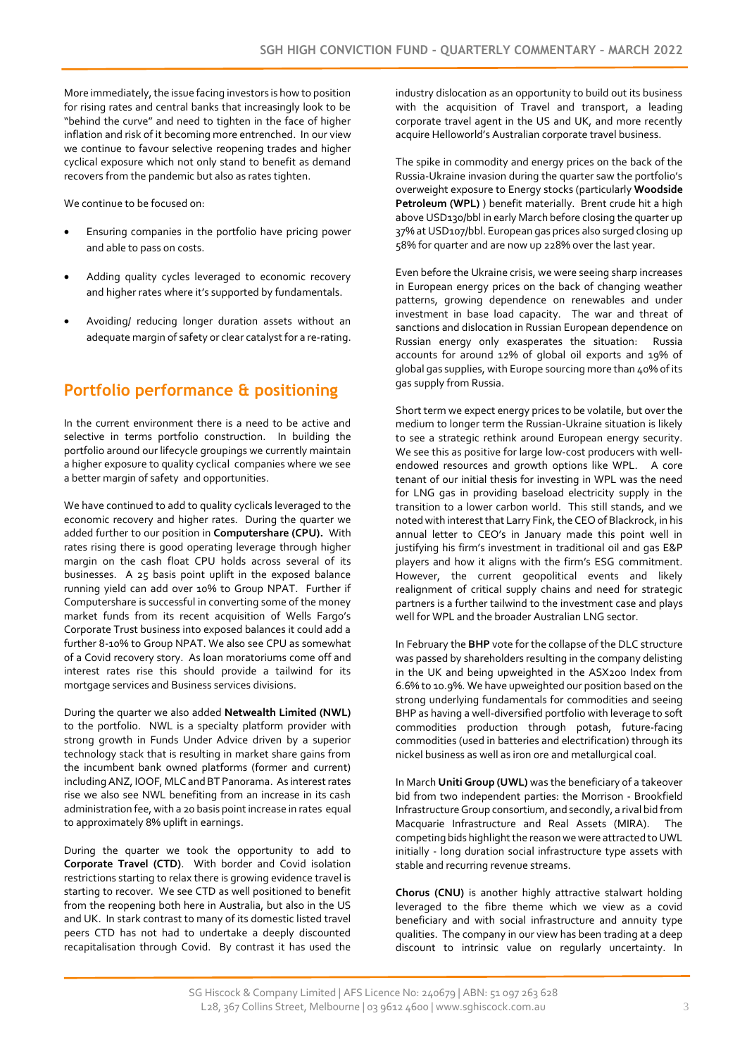More immediately, the issue facing investors is how to position for rising rates and central banks that increasingly look to be "behind the curve" and need to tighten in the face of higher inflation and risk of it becoming more entrenched. In our view we continue to favour selective reopening trades and higher cyclical exposure which not only stand to benefit as demand recovers from the pandemic but also as rates tighten.

We continue to be focused on:

- Ensuring companies in the portfolio have pricing power and able to pass on costs.
- Adding quality cycles leveraged to economic recovery and higher rates where it's supported by fundamentals.
- Avoiding/ reducing longer duration assets without an adequate margin of safety or clear catalyst for a re-rating.

## Portfolio performance & positioning

In the current environment there is a need to be active and selective in terms portfolio construction. In building the portfolio around our lifecycle groupings we currently maintain a higher exposure to quality cyclical companies where we see a better margin of safety and opportunities.

We have continued to add to quality cyclicals leveraged to the economic recovery and higher rates. During the quarter we added further to our position in **Computershare (CPU).** With rates rising there is good operating leverage through higher margin on the cash float CPU holds across several of its businesses. A 25 basis point uplift in the exposed balance running yield can add over 10% to Group NPAT. Further if Computershare is successful in converting some of the money market funds from its recent acquisition of Wells Fargo's Corporate Trust business into exposed balances it could add a further 8-10% to Group NPAT. We also see CPU as somewhat of a Covid recovery story. As loan moratoriums come off and interest rates rise this should provide a tailwind for its mortgage services and Business services divisions.

During the quarter we also added **Netwealth Limited (NWL)** to the portfolio. NWL is a specialty platform provider with strong growth in Funds Under Advice driven by a superior technology stack that is resulting in market share gains from the incumbent bank owned platforms (former and current) including ANZ, IOOF, MLC and BT Panorama. As interest rates rise we also see NWL benefiting from an increase in its cash administration fee, with a 20 basis point increase in rates equal to approximately 8% uplift in earnings.

During the quarter we took the opportunity to add to **Corporate Travel (CTD)**. With border and Covid isolation restrictions starting to relax there is growing evidence travel is starting to recover. We see CTD as well positioned to benefit from the reopening both here in Australia, but also in the US and UK. In stark contrast to many of its domestic listed travel peers CTD has not had to undertake a deeply discounted recapitalisation through Covid. By contrast it has used the industry dislocation as an opportunity to build out its business with the acquisition of Travel and transport, a leading corporate travel agent in the US and UK, and more recently acquire Helloworld's Australian corporate travel business.

The spike in commodity and energy prices on the back of the Russia-Ukraine invasion during the quarter saw the portfolio's overweight exposure to Energy stocks (particularly **Woodside Petroleum (WPL)** ) benefit materially. Brent crude hit a high above USD130/bbl in early March before closing the quarter up 37% at USD107/bbl. European gas prices also surged closing up 58% for quarter and are now up 228% over the last year.

Even before the Ukraine crisis, we were seeing sharp increases in European energy prices on the back of changing weather patterns, growing dependence on renewables and under investment in base load capacity. The war and threat of sanctions and dislocation in Russian European dependence on Russian energy only exasperates the situation: Russia accounts for around 12% of global oil exports and 19% of global gas supplies, with Europe sourcing more than 40% of its gas supply from Russia.

Short term we expect energy prices to be volatile, but over the medium to longer term the Russian-Ukraine situation is likely to see a strategic rethink around European energy security. We see this as positive for large low-cost producers with well-endowed resources and growth options like WPL. A core tenant of our initial thesis for investing in WPL was the need for LNG gas in providing baseload electricity supply in the transition to a lower carbon world. This still stands, and we noted with interest that Larry Fink, the CEO of Blackrock, in his annual letter to CEO's in January made this point well in justifying his firm's investment in traditional oil and gas E&P players and how it aligns with the firm's ESG commitment. However, the current geopolitical events and likely realignment of critical supply chains and need for strategic partners is a further tailwind to the investment case and plays well for WPL and the broader Australian LNG sector.

In February the **BHP** vote for the collapse of the DLC structure was passed by shareholders resulting in the company delisting in the UK and being upweighted in the ASX200 Index from 6.6% to 10.9%. We have upweighted our position based on the strong underlying fundamentals for commodities and seeing BHP as having a well-diversified portfolio with leverage to soft commodities production through potash, future-facing commodities (used in batteries and electrification) through its nickel business as well as iron ore and metallurgical coal.

In March **Uniti Group (UWL)** was the beneficiary of a takeover bid from two independent parties: the Morrison - Brookfield Infrastructure Group consortium, and secondly, a rival bid from Macquarie Infrastructure and Real Assets (MIRA). The competing bids highlight the reason we were attracted to UWL initially - long duration social infrastructure type assets with stable and recurring revenue streams.

**Chorus (CNU)** is another highly attractive stalwart holding leveraged to the fibre theme which we view as a covid beneficiary and with social infrastructure and annuity type qualities. The company in our view has been trading at a deep discount to intrinsic value on regularly uncertainty. In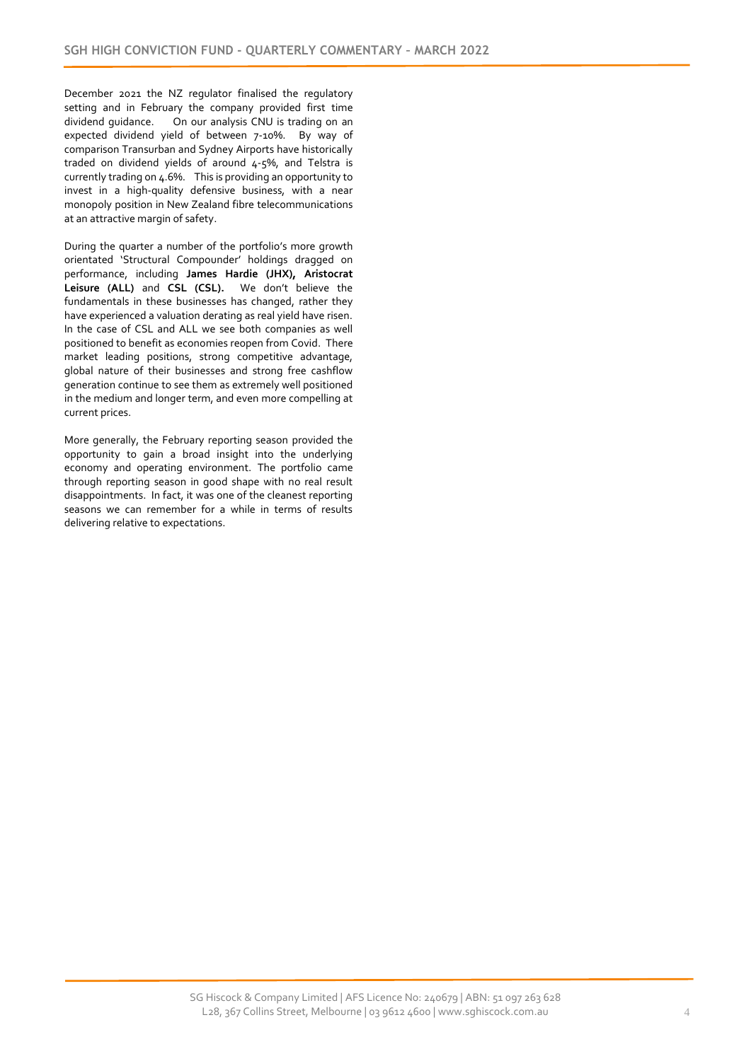December 2021 the NZ regulator finalised the regulatory setting and in February the company provided first time dividend guidance. On our analysis CNU is trading on an expected dividend yield of between 7-10%. By way of comparison Transurban and Sydney Airports have historically traded on dividend yields of around 4-5%, and Telstra is currently trading on 4.6%. This is providing an opportunity to invest in a high-quality defensive business, with a near monopoly position in New Zealand fibre telecommunications at an attractive margin of safety.

During the quarter a number of the portfolio's more growth orientated 'Structural Compounder' holdings dragged on performance, including **James Hardie (JHX), Aristocrat Leisure (ALL)** and **CSL (CSL).** We don't believe the fundamentals in these businesses has changed, rather they have experienced a valuation derating as real yield have risen. In the case of CSL and ALL we see both companies as well positioned to benefit as economies reopen from Covid. There market leading positions, strong competitive advantage, global nature of their businesses and strong free cashflow generation continue to see them as extremely well positioned in the medium and longer term, and even more compelling at current prices.

More generally, the February reporting season provided the opportunity to gain a broad insight into the underlying economy and operating environment. The portfolio came through reporting season in good shape with no real result disappointments. In fact, it was one of the cleanest reporting seasons we can remember for a while in terms of results delivering relative to expectations.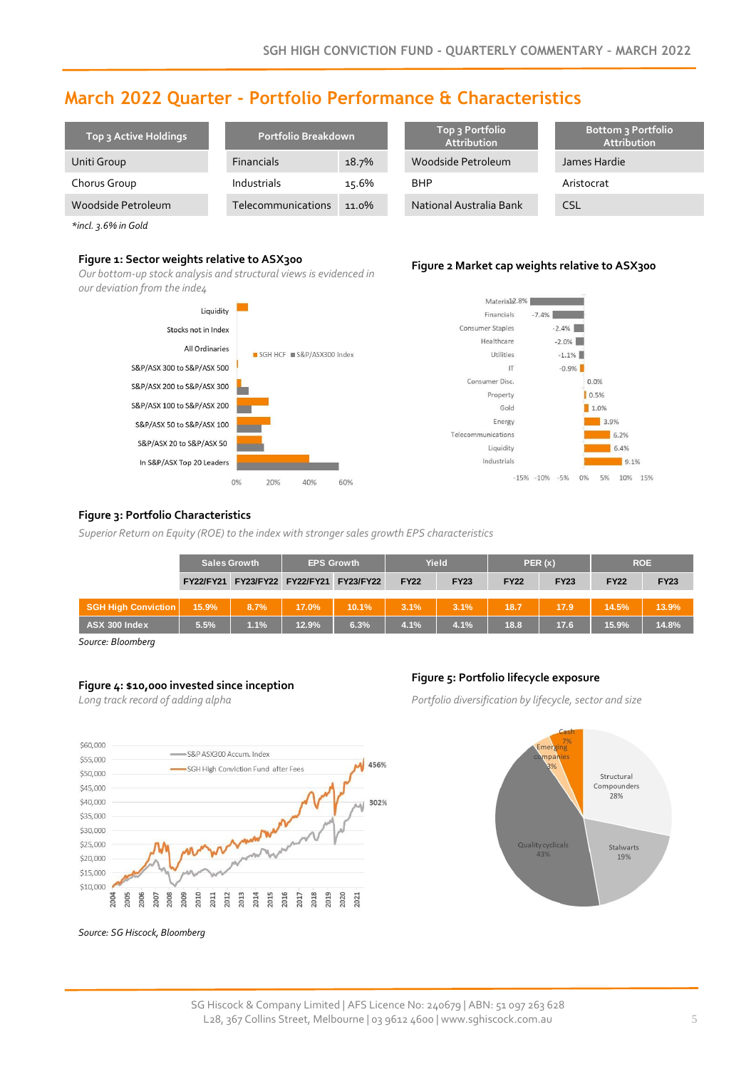# March 2022 Quarter - Portfolio Performance & Characteristics

| Top 3 Active Holdings |
|---|
| Uniti Group |
| Chorus Group |
| Woodside Petroleum |

*incl. 3.6% in Gold

| Portfolio Breakdown | |
|---|---|
| Financials | 18.7% |
| Industrials | 15.6% |
| Telecommunications | 11.0% |

| Top 3 Portfolio Attribution |
|---|
| Woodside Petroleum |
| BHP |
| National Australia Bank |

| Bottom 3 Portfolio Attribution |
|---|
| James Hardie |
| Aristocrat |
| CSL |

**Figure 1: Sector weights relative to ASX300**

*Our bottom-up stock analysis and structural views is evidenced in our deviation from the index*

**Figure 2 Market cap weights relative to ASX300**

**Figure 3: Portfolio Characteristics**

*Superior Return on Equity (ROE) to the index with stronger sales growth EPS characteristics*

| | Sales Growth | | EPS Growth | | Yield | | PER (x) | | ROE | |
|---|---|---|---|---|---|---|---|---|---|---|
| | FY22/FY21 | FY23/FY22 | FY22/FY21 | FY23/FY22 | FY22 | FY23 | FY22 | FY23 | FY22 | FY23 |
| SGH High Conviction | 15.9% | 8.7% | 17.0% | 10.1% | 3.1% | 3.1% | 18.7 | 17.9 | 14.5% | 13.9% |
| ASX 300 Index | 5.5% | 1.1% | 12.9% | 6.3% | 4.1% | 4.1% | 18.8 | 17.6 | 15.9% | 14.8% |

Source: Bloomberg

**Figure 4: $10,000 invested since inception**

*Long track record of adding alpha*

Source: SG Hiscock, Bloomberg

**Figure 5: Portfolio lifecycle exposure**

*Portfolio diversification by lifecycle, sector and size*

SG Hiscock & Company Limited | AFS Licence No: 240679 | ABN: 51 097 263 628
L28, 367 Collins Street, Melbourne | 03 9612 4600 | www.sghiscock.com.au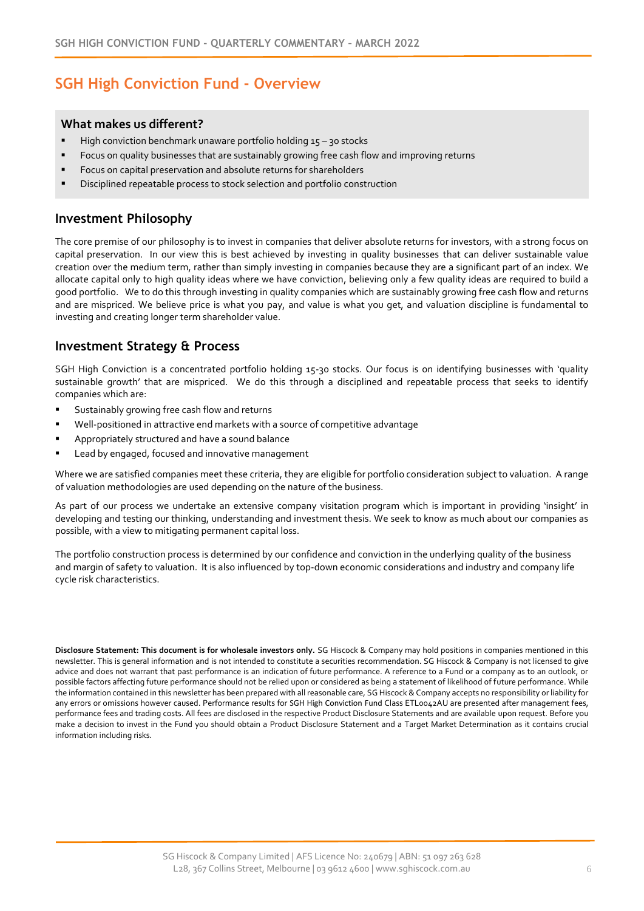# SGH High Conviction Fund - Overview

### What makes us different?

- High conviction benchmark unaware portfolio holding 15 – 30 stocks
- Focus on quality businesses that are sustainably growing free cash flow and improving returns
- Focus on capital preservation and absolute returns for shareholders
- Disciplined repeatable process to stock selection and portfolio construction

## Investment Philosophy

The core premise of our philosophy is to invest in companies that deliver absolute returns for investors, with a strong focus on capital preservation. In our view this is best achieved by investing in quality businesses that can deliver sustainable value creation over the medium term, rather than simply investing in companies because they are a significant part of an index. We allocate capital only to high quality ideas where we have conviction, believing only a few quality ideas are required to build a good portfolio. We to do this through investing in quality companies which are sustainably growing free cash flow and returns and are mispriced. We believe price is what you pay, and value is what you get, and valuation discipline is fundamental to investing and creating longer term shareholder value.

## Investment Strategy & Process

SGH High Conviction is a concentrated portfolio holding 15-30 stocks. Our focus is on identifying businesses with 'quality sustainable growth' that are mispriced. We do this through a disciplined and repeatable process that seeks to identify companies which are:

- Sustainably growing free cash flow and returns
- Well-positioned in attractive end markets with a source of competitive advantage
- Appropriately structured and have a sound balance
- Lead by engaged, focused and innovative management

Where we are satisfied companies meet these criteria, they are eligible for portfolio consideration subject to valuation. A range of valuation methodologies are used depending on the nature of the business.

As part of our process we undertake an extensive company visitation program which is important in providing 'insight' in developing and testing our thinking, understanding and investment thesis. We seek to know as much about our companies as possible, with a view to mitigating permanent capital loss.

The portfolio construction process is determined by our confidence and conviction in the underlying quality of the business and margin of safety to valuation. It is also influenced by top-down economic considerations and industry and company life cycle risk characteristics.

**Disclosure Statement: This document is for wholesale investors only.** SG Hiscock & Company may hold positions in companies mentioned in this newsletter. This is general information and is not intended to constitute a securities recommendation. SG Hiscock & Company is not licensed to give advice and does not warrant that past performance is an indication of future performance. A reference to a Fund or a company as to an outlook, or possible factors affecting future performance should not be relied upon or considered as being a statement of likelihood of future performance. While the information contained in this newsletter has been prepared with all reasonable care, SG Hiscock & Company accepts no responsibility or liability for any errors or omissions however caused. Performance results for SGH High Conviction Fund Class ETL0042AU are presented after management fees, performance fees and trading costs. All fees are disclosed in the respective Product Disclosure Statements and are available upon request. Before you make a decision to invest in the Fund you should obtain a Product Disclosure Statement and a Target Market Determination as it contains crucial information including risks.

SG Hiscock & Company Limited | AFS Licence No: 240679 | ABN: 51 097 263 628
L28, 367 Collins Street, Melbourne | 03 9612 4600 | www.sghiscock.com.au